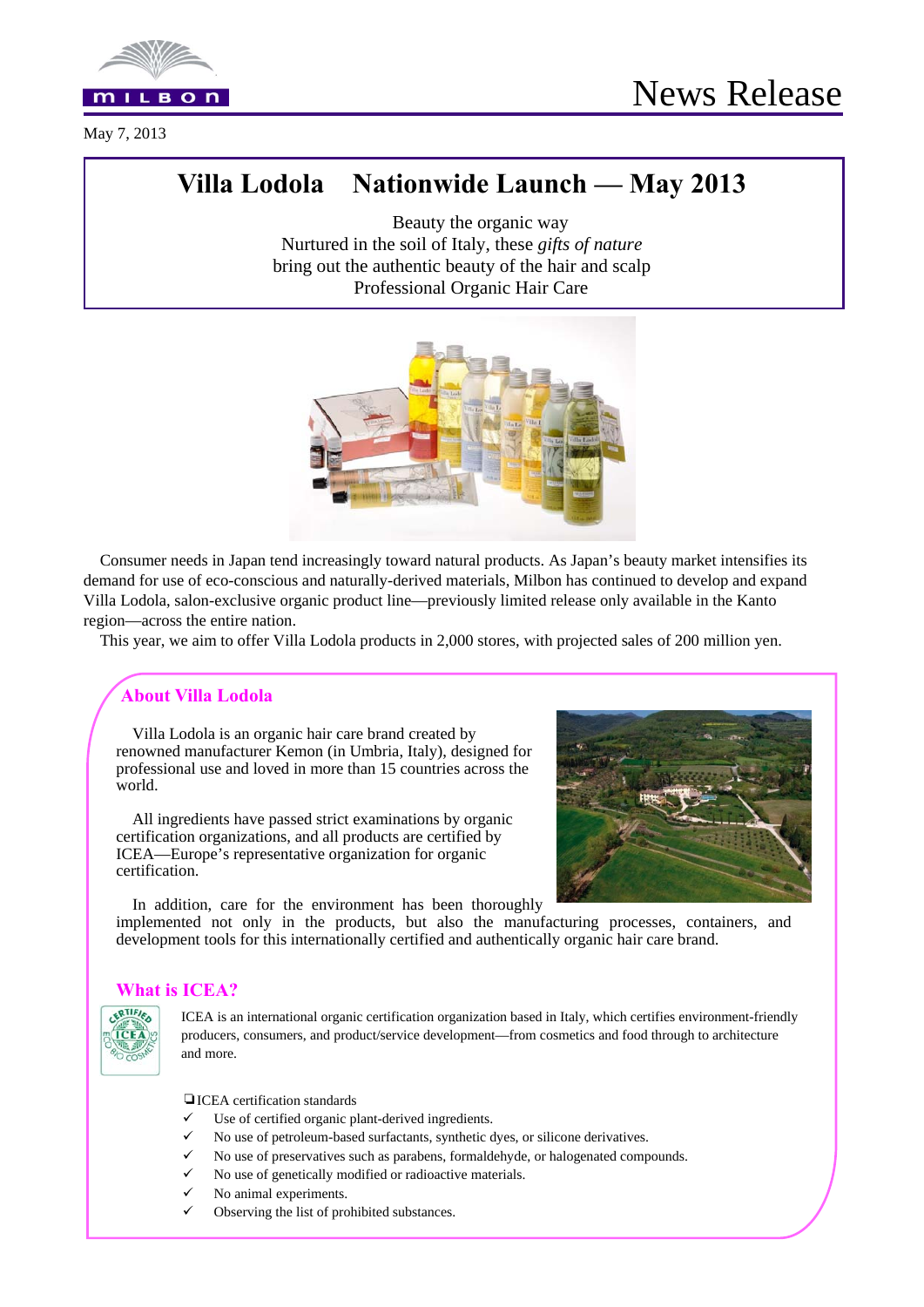# News Release

May 7, 2013

## Villa Lodola Nationwide Launch — May 2013

Beauty the organic way
Nurtured in the soil of Italy, these *gifts of nature*
bring out the authentic beauty of the hair and scalp
Professional Organic Hair Care

Consumer needs in Japan tend increasingly toward natural products. As Japan's beauty market intensifies its demand for use of eco-conscious and naturally-derived materials, Milbon has continued to develop and expand Villa Lodola, salon-exclusive organic product line—previously limited release only available in the Kanto region—across the entire nation.

This year, we aim to offer Villa Lodola products in 2,000 stores, with projected sales of 200 million yen.

### About Villa Lodola

Villa Lodola is an organic hair care brand created by renowned manufacturer Kemon (in Umbria, Italy), designed for professional use and loved in more than 15 countries across the world.

All ingredients have passed strict examinations by organic certification organizations, and all products are certified by ICEA—Europe's representative organization for organic certification.

In addition, care for the environment has been thoroughly implemented not only in the products, but also the manufacturing processes, containers, and development tools for this internationally certified and authentically organic hair care brand.

### What is ICEA?

ICEA is an international organic certification organization based in Italy, which certifies environment-friendly producers, consumers, and product/service development—from cosmetics and food through to architecture and more.

❏ICEA certification standards

- ✓ Use of certified organic plant-derived ingredients.
- ✓ No use of petroleum-based surfactants, synthetic dyes, or silicone derivatives.
- ✓ No use of preservatives such as parabens, formaldehyde, or halogenated compounds.
- ✓ No use of genetically modified or radioactive materials.
- ✓ No animal experiments.
- ✓ Observing the list of prohibited substances.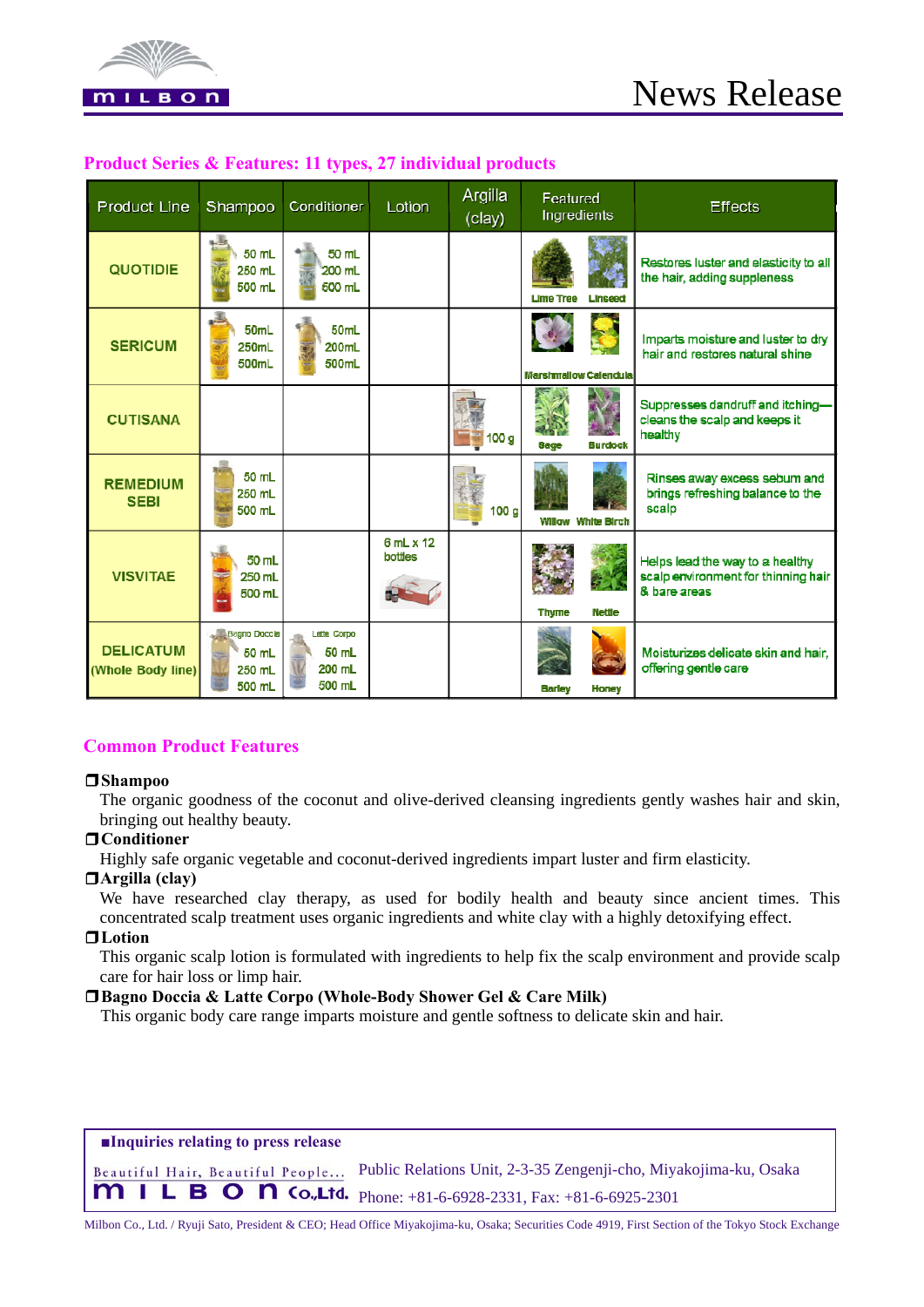## Product Series & Features: 11 types, 27 individual products

| Product Line | Shampoo | Conditioner | Lotion | Argilla (clay) | Featured Ingredients | Effects |
|---|---|---|---|---|---|---|
| QUOTIDIE | 50 mL 250 mL 500 mL | 50 mL 200 mL 500 mL | | | Lime Tree, Linseed | Restores luster and elasticity to all the hair, adding suppleness |
| SERICUM | 50mL 250mL 500mL | 50mL 200mL 500mL | | | Marshmallow, Calendula | Imparts moisture and luster to dry hair and restores natural shine |
| CUTISANA | | | | 100 g | Sage, Burdock | Suppresses dandruff and itching—cleans the scalp and keeps it healthy |
| REMEDIUM SEBI | 50 mL 250 mL 500 mL | | | 100 g | Willow, White Birch | Rinses away excess sebum and brings refreshing balance to the scalp |
| VISVITAE | 50 mL 250 mL 500 mL | | 6 mL x 12 bottles | | Thyme, Nettle | Helps lead the way to a healthy scalp environment for thinning hair & bare areas |
| DELICATUM (Whole Body line) | Bagno Doccia 50 mL 250 mL 500 mL | Latte Corpo 50 mL 200 mL 500 mL | | | Barley, Honey | Moisturizes delicate skin and hair, offering gentle care |

## Common Product Features

❒ **Shampoo**
The organic goodness of the coconut and olive-derived cleansing ingredients gently washes hair and skin, bringing out healthy beauty.

❒ **Conditioner**
Highly safe organic vegetable and coconut-derived ingredients impart luster and firm elasticity.

❒ **Argilla (clay)**
We have researched clay therapy, as used for bodily health and beauty since ancient times. This concentrated scalp treatment uses organic ingredients and white clay with a highly detoxifying effect.

❒ **Lotion**
This organic scalp lotion is formulated with ingredients to help fix the scalp environment and provide scalp care for hair loss or limp hair.

❒ **Bagno Doccia & Latte Corpo (Whole-Body Shower Gel & Care Milk)**
This organic body care range imparts moisture and gentle softness to delicate skin and hair.

■**Inquiries relating to press release**

Beautiful Hair, Beautiful People... MILBON Co.,Ltd.
Public Relations Unit, 2-3-35 Zengenji-cho, Miyakojima-ku, Osaka
Phone: +81-6-6928-2331, Fax: +81-6-6925-2301

Milbon Co., Ltd. / Ryuji Sato, President & CEO; Head Office Miyakojima-ku, Osaka; Securities Code 4919, First Section of the Tokyo Stock Exchange